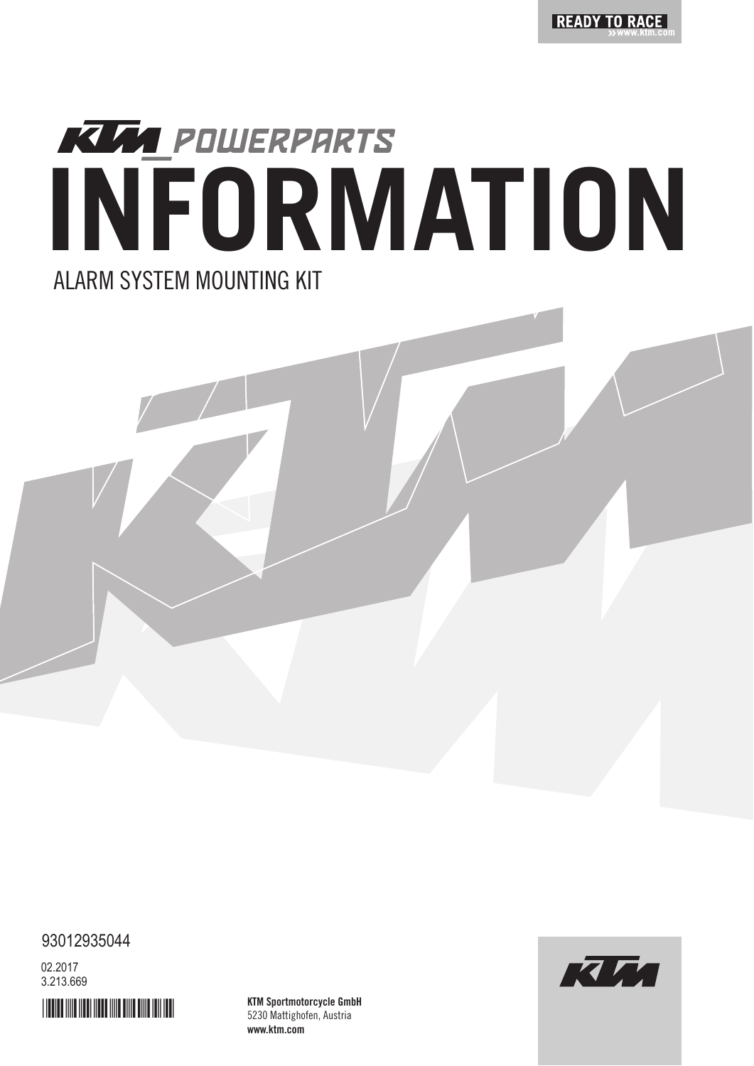READY TO RACE
www.ktm.com

KTM POWERPARTS

# INFORMATION

ALARM SYSTEM MOUNTING KIT

93012935044

02.2017
3.213.669

**KTM Sportmotorcycle GmbH**
5230 Mattighofen, Austria
**www.ktm.com**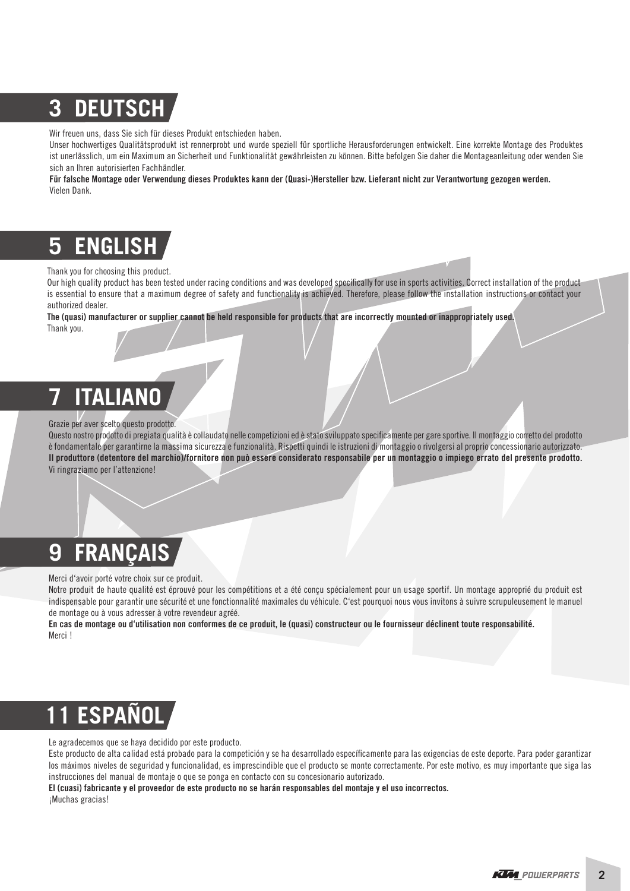## 3 DEUTSCH

Wir freuen uns, dass Sie sich für dieses Produkt entschieden haben.
Unser hochwertiges Qualitätsprodukt ist rennerprobt und wurde speziell für sportliche Herausforderungen entwickelt. Eine korrekte Montage des Produktes ist unerlässlich, um ein Maximum an Sicherheit und Funktionalität gewährleisten zu können. Bitte befolgen Sie daher die Montageanleitung oder wenden Sie sich an Ihren autorisierten Fachhändler.
**Für falsche Montage oder Verwendung dieses Produktes kann der (Quasi-)Hersteller bzw. Lieferant nicht zur Verantwortung gezogen werden.**
Vielen Dank.

## 5 ENGLISH

Thank you for choosing this product.
Our high quality product has been tested under racing conditions and was developed specifically for use in sports activities. Correct installation of the product is essential to ensure that a maximum degree of safety and functionality is achieved. Therefore, please follow the installation instructions or contact your authorized dealer.
**The (quasi) manufacturer or supplier cannot be held responsible for products that are incorrectly mounted or inappropriately used.**
Thank you.

## 7 ITALIANO

Grazie per aver scelto questo prodotto.
Questo nostro prodotto di pregiata qualità è collaudato nelle competizioni ed è stato sviluppato specificamente per gare sportive. Il montaggio corretto del prodotto è fondamentale per garantirne la massima sicurezza e funzionalità. Rispetti quindi le istruzioni di montaggio o rivolgersi al proprio concessionario autorizzato.
**Il produttore (detentore del marchio)/fornitore non può essere considerato responsabile per un montaggio o impiego errato del presente prodotto.**
Vi ringraziamo per l'attenzione!

## 9 FRANÇAIS

Merci d'avoir porté votre choix sur ce produit.
Notre produit de haute qualité est éprouvé pour les compétitions et a été conçu spécialement pour un usage sportif. Un montage approprié du produit est indispensable pour garantir une sécurité et une fonctionnalité maximales du véhicule. C'est pourquoi nous vous invitons à suivre scrupuleusement le manuel de montage ou à vous adresser à votre revendeur agréé.
**En cas de montage ou d'utilisation non conformes de ce produit, le (quasi) constructeur ou le fournisseur déclinent toute responsabilité.**
Merci !

## 11 ESPAÑOL

Le agradecemos que se haya decidido por este producto.
Este producto de alta calidad está probado para la competición y se ha desarrollado específicamente para las exigencias de este deporte. Para poder garantizar los máximos niveles de seguridad y funcionalidad, es imprescindible que el producto se monte correctamente. Por este motivo, es muy importante que siga las instrucciones del manual de montaje o que se ponga en contacto con su concesionario autorizado.
**El (cuasi) fabricante y el proveedor de este producto no se harán responsables del montaje y el uso incorrectos.**
¡Muchas gracias!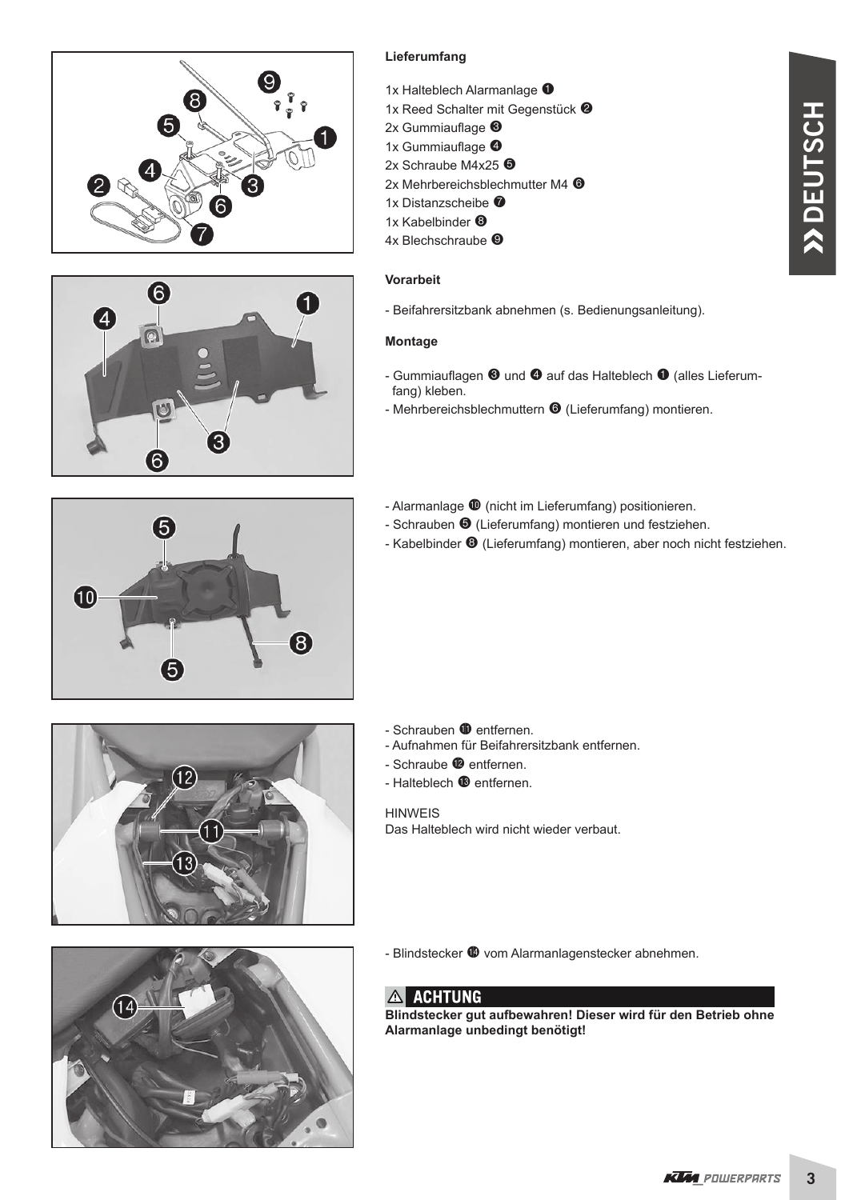**Lieferumfang**

1x Halteblech Alarmanlage ❶
1x Reed Schalter mit Gegenstück ❷
2x Gummiauflage ❸
1x Gummiauflage ❹
2x Schraube M4x25 ❺
2x Mehrbereichsblechmutter M4 ❻
1x Distanzscheibe ❼
1x Kabelbinder ❽
4x Blechschraube ❾

**Vorarbeit**

- Beifahrersitzbank abnehmen (s. Bedienungsanleitung).

**Montage**

- Gummiauflagen ❸ und ❹ auf das Halteblech ❶ (alles Lieferumfang) kleben.
- Mehrbereichsblechmuttern ❻ (Lieferumfang) montieren.

- Alarmanlage ❿ (nicht im Lieferumfang) positionieren.
- Schrauben ❺ (Lieferumfang) montieren und festziehen.
- Kabelbinder ❽ (Lieferumfang) montieren, aber noch nicht festziehen.

- Schrauben ⓫ entfernen.
- Aufnahmen für Beifahrersitzbank entfernen.
- Schraube ⓬ entfernen.
- Halteblech ⓭ entfernen.

HINWEIS
Das Halteblech wird nicht wieder verbaut.

- Blindstecker ⓮ vom Alarmanlagenstecker abnehmen.

⚠ **ACHTUNG**

**Blindstecker gut aufbewahren! Dieser wird für den Betrieb ohne Alarmanlage unbedingt benötigt!**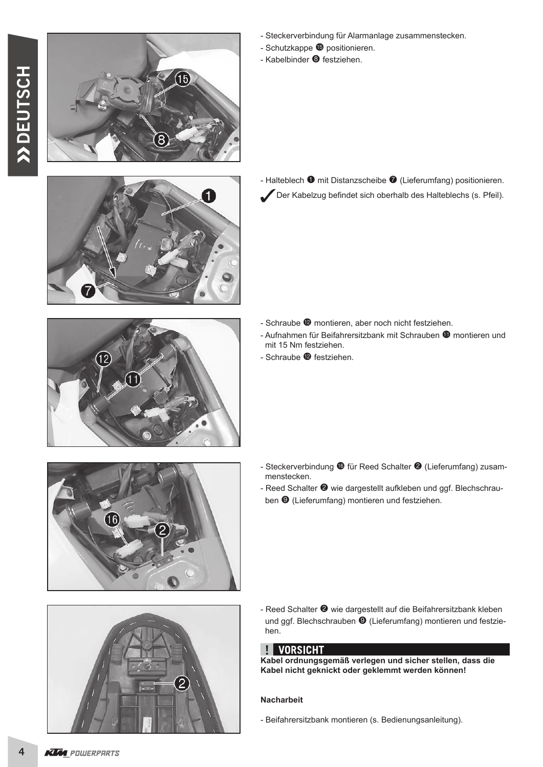- Steckerverbindung für Alarmanlage zusammenstecken.
- Schutzkappe ⓯ positionieren.
- Kabelbinder ❽ festziehen.

- Halteblech ❶ mit Distanzscheibe ❼ (Lieferumfang) positionieren.

✔ Der Kabelzug befindet sich oberhalb des Halteblechs (s. Pfeil).

- Schraube ⓬ montieren, aber noch nicht festziehen.
- Aufnahmen für Beifahrersitzbank mit Schrauben ⓫ montieren und mit 15 Nm festziehen.
- Schraube ⓬ festziehen.

- Steckerverbindung ⓰ für Reed Schalter ❷ (Lieferumfang) zusammenstecken.
- Reed Schalter ❷ wie dargestellt aufkleben und ggf. Blechschrauben ❾ (Lieferumfang) montieren und festziehen.

- Reed Schalter ❷ wie dargestellt auf die Beifahrersitzbank kleben und ggf. Blechschrauben ❾ (Lieferumfang) montieren und festziehen.

**! VORSICHT**

**Kabel ordnungsgemäß verlegen und sicher stellen, dass die Kabel nicht geknickt oder geklemmt werden können!**

**Nacharbeit**

- Beifahrersitzbank montieren (s. Bedienungsanleitung).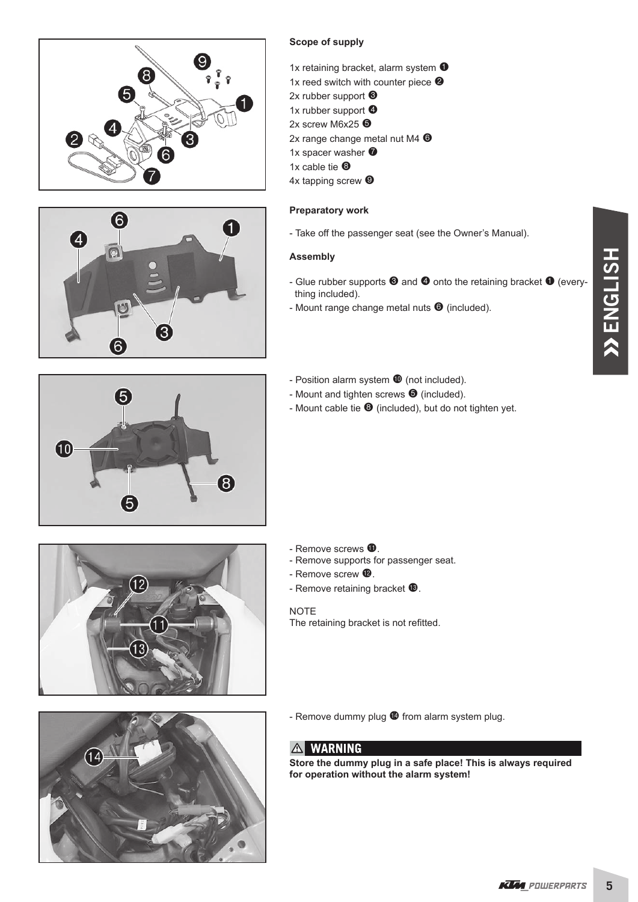**Scope of supply**

1x retaining bracket, alarm system ❶
1x reed switch with counter piece ❷
2x rubber support ❸
1x rubber support ❹
2x screw M6x25 ❺
2x range change metal nut M4 ❻
1x spacer washer ❼
1x cable tie ❽
4x tapping screw ❾

**Preparatory work**

- Take off the passenger seat (see the Owner's Manual).

**Assembly**

- Glue rubber supports ❸ and ❹ onto the retaining bracket ❶ (everything included).
- Mount range change metal nuts ❻ (included).

- Position alarm system ❿ (not included).
- Mount and tighten screws ❺ (included).
- Mount cable tie ❽ (included), but do not tighten yet.

- Remove screws ⓫.
- Remove supports for passenger seat.
- Remove screw ⓬.
- Remove retaining bracket ⓭.

NOTE
The retaining bracket is not refitted.

- Remove dummy plug ⓮ from alarm system plug.

**⚠ WARNING**

**Store the dummy plug in a safe place! This is always required for operation without the alarm system!**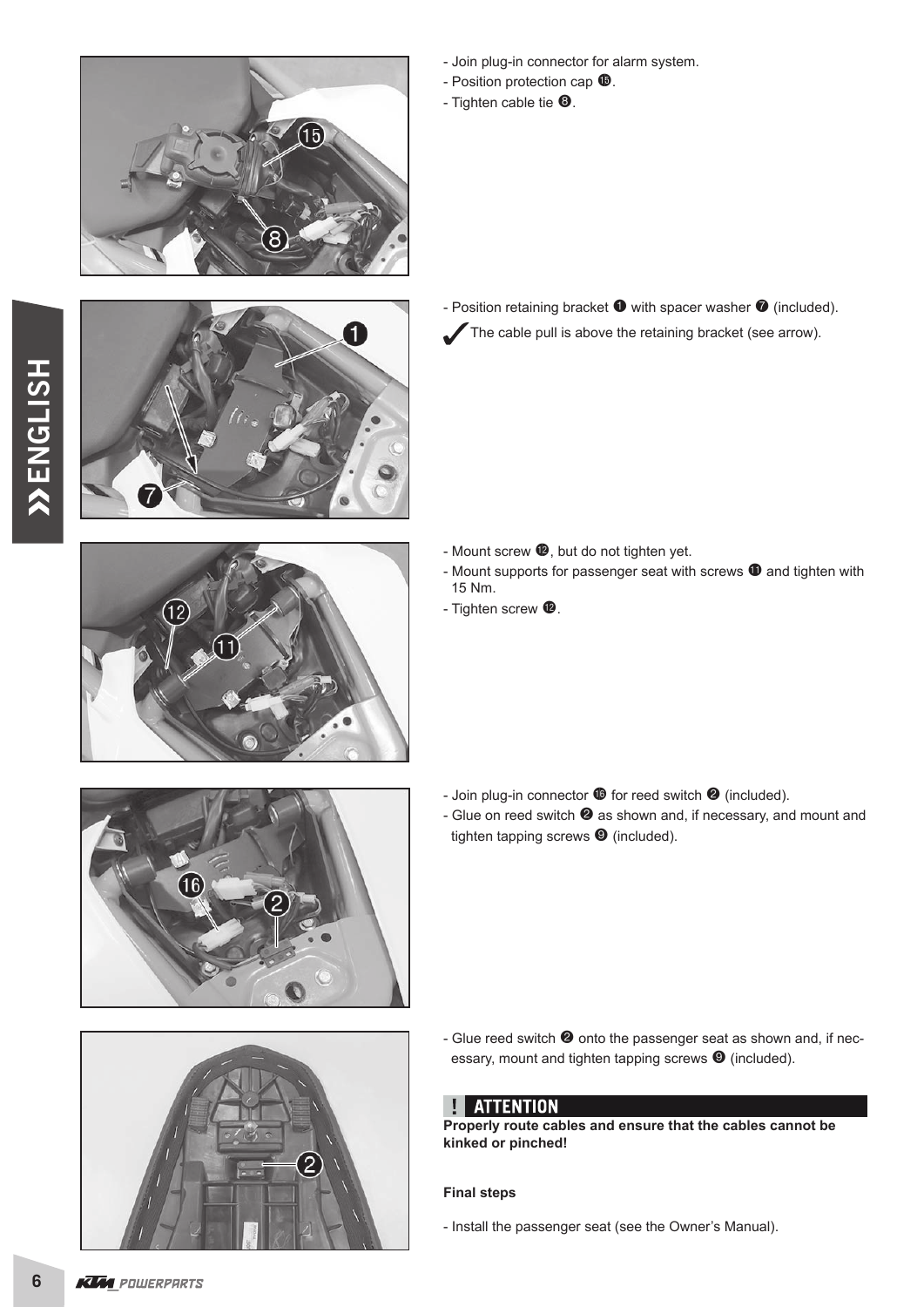- Join plug-in connector for alarm system.
- Position protection cap ⓯.
- Tighten cable tie ❽.

- Position retaining bracket ❶ with spacer washer ❼ (included).

✔ The cable pull is above the retaining bracket (see arrow).

- Mount screw ⓬, but do not tighten yet.
- Mount supports for passenger seat with screws ⓫ and tighten with 15 Nm.
- Tighten screw ⓬.

- Join plug-in connector ⓰ for reed switch ❷ (included).
- Glue on reed switch ❷ as shown and, if necessary, and mount and tighten tapping screws ❾ (included).

- Glue reed switch ❷ onto the passenger seat as shown and, if necessary, mount and tighten tapping screws ❾ (included).

**! ATTENTION**

**Properly route cables and ensure that the cables cannot be kinked or pinched!**

**Final steps**

- Install the passenger seat (see the Owner's Manual).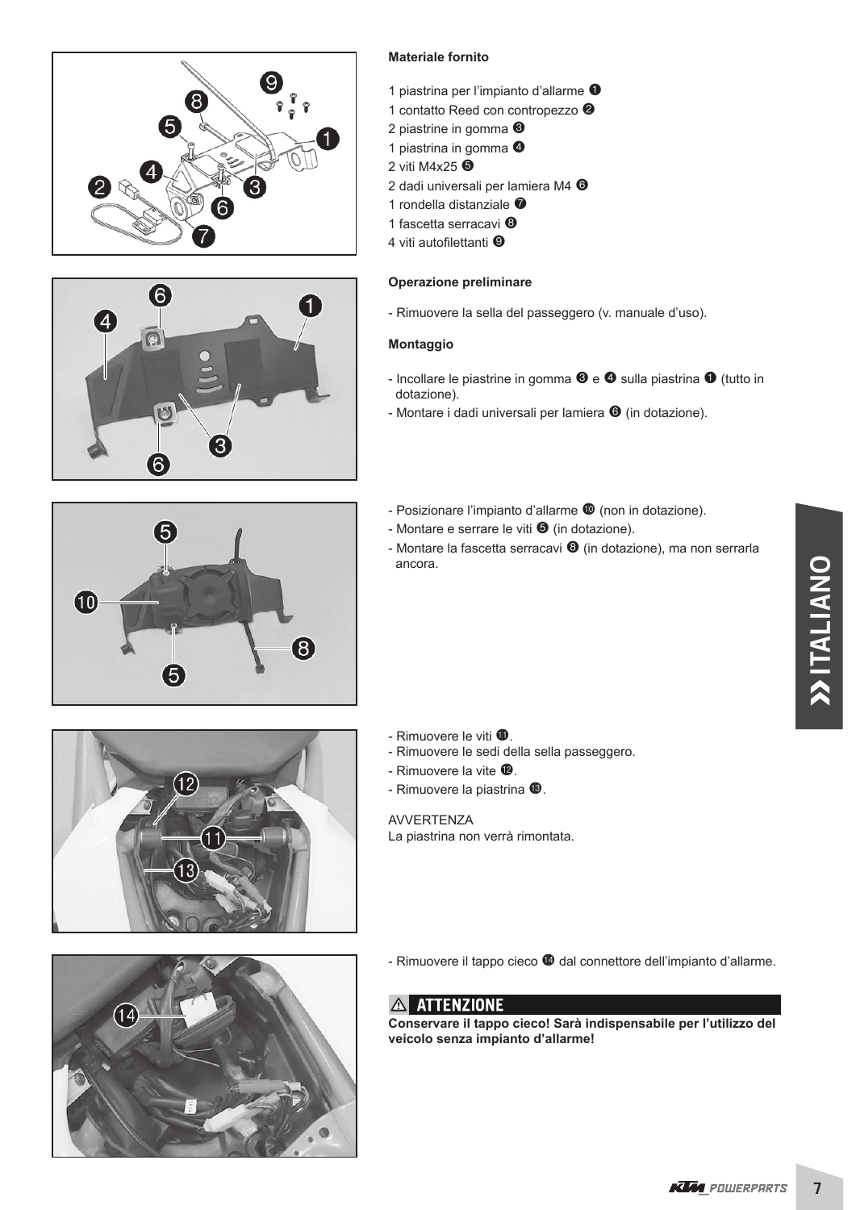**Materiale fornito**

1 piastrina per l'impianto d'allarme ❶
1 contatto Reed con contropezzo ❷
2 piastrine in gomma ❸
1 piastrina in gomma ❹
2 viti M4x25 ❺
2 dadi universali per lamiera M4 ❻
1 rondella distanziale ❼
1 fascetta serracavi ❽
4 viti autofilettanti ❾

**Operazione preliminare**

- Rimuovere la sella del passeggero (v. manuale d'uso).

**Montaggio**

- Incollare le piastrine in gomma ❸ e ❹ sulla piastrina ❶ (tutto in dotazione).
- Montare i dadi universali per lamiera ❻ (in dotazione).

- Posizionare l'impianto d'allarme ❿ (non in dotazione).
- Montare e serrare le viti ❺ (in dotazione).
- Montare la fascetta serracavi ❽ (in dotazione), ma non serrarla ancora.

- Rimuovere le viti ⓫.
- Rimuovere le sedi della sella passeggero.
- Rimuovere la vite ⓬.
- Rimuovere la piastrina ⓭.

AVVERTENZA
La piastrina non verrà rimontata.

- Rimuovere il tappo cieco ⓮ dal connettore dell'impianto d'allarme.

**⚠ ATTENZIONE**

**Conservare il tappo cieco! Sarà indispensabile per l'utilizzo del veicolo senza impianto d'allarme!**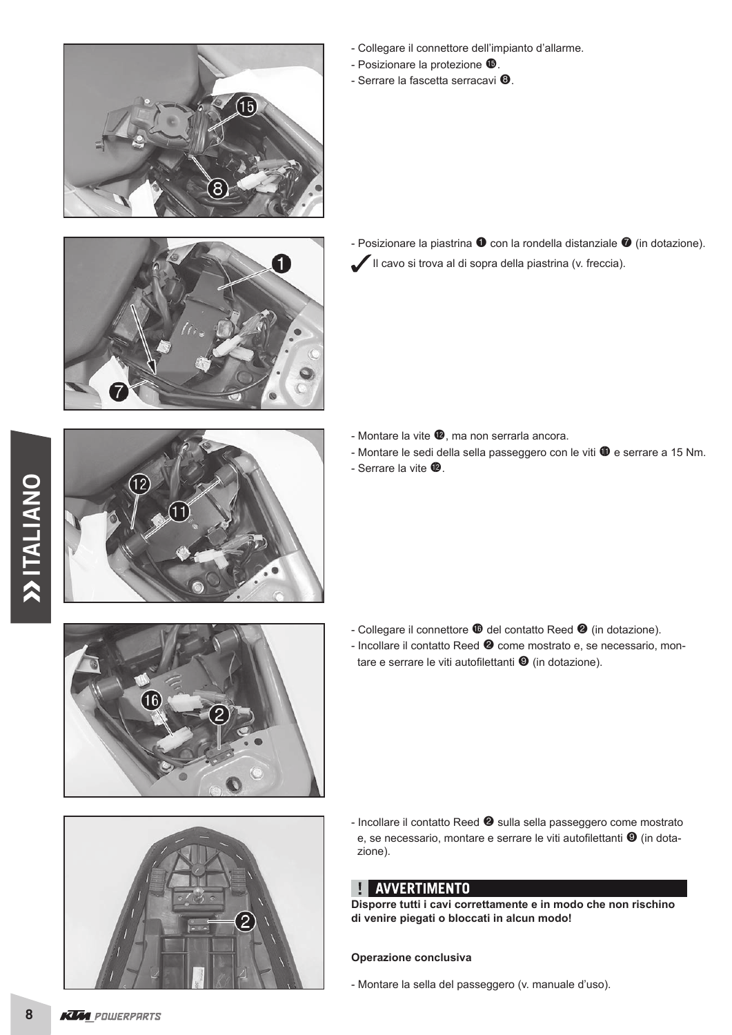- Collegare il connettore dell'impianto d'allarme.
- Posizionare la protezione ⓯.
- Serrare la fascetta serracavi ❽.

- Posizionare la piastrina ❶ con la rondella distanziale ❼ (in dotazione).

✔ Il cavo si trova al di sopra della piastrina (v. freccia).

- Montare la vite ⓬, ma non serrarla ancora.
- Montare le sedi della sella passeggero con le viti ⓫ e serrare a 15 Nm.
- Serrare la vite ⓬.

- Collegare il connettore ⓰ del contatto Reed ❷ (in dotazione).
- Incollare il contatto Reed ❷ come mostrato e, se necessario, montare e serrare le viti autofilettanti ❾ (in dotazione).

- Incollare il contatto Reed ❷ sulla sella passeggero come mostrato e, se necessario, montare e serrare le viti autofilettanti ❾ (in dotazione).

**! AVVERTIMENTO**

**Disporre tutti i cavi correttamente e in modo che non rischino di venire piegati o bloccati in alcun modo!**

**Operazione conclusiva**

- Montare la sella del passeggero (v. manuale d'uso).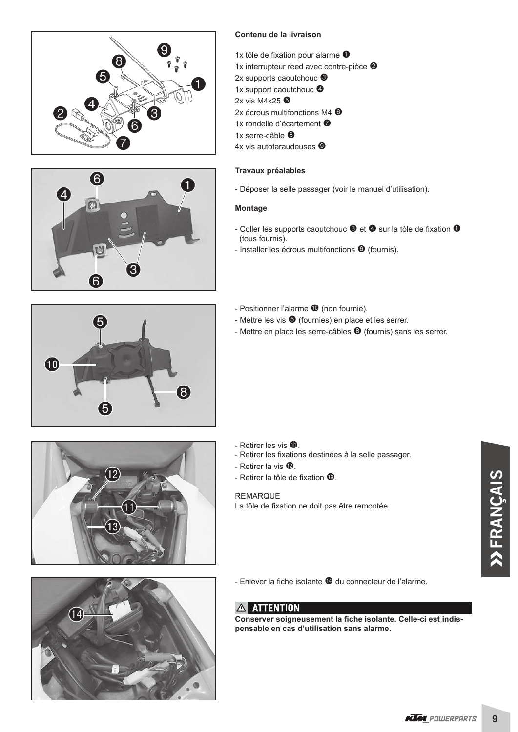**Contenu de la livraison**

1x tôle de fixation pour alarme ❶
1x interrupteur reed avec contre-pièce ❷
2x supports caoutchouc ❸
1x support caoutchouc ❹
2x vis M4x25 ❺
2x écrous multifonctions M4 ❻
1x rondelle d'écartement ❼
1x serre-câble ❽
4x vis autotaraudeuses ❾

**Travaux préalables**

- Déposer la selle passager (voir le manuel d'utilisation).

**Montage**

- Coller les supports caoutchouc ❸ et ❹ sur la tôle de fixation ❶ (tous fournis).
- Installer les écrous multifonctions ❻ (fournis).

- Positionner l'alarme ❿ (non fournie).
- Mettre les vis ❺ (fournies) en place et les serrer.
- Mettre en place les serre-câbles ❽ (fournis) sans les serrer.

- Retirer les vis ⓫.
- Retirer les fixations destinées à la selle passager.
- Retirer la vis ⓬.
- Retirer la tôle de fixation ⓭.

REMARQUE
La tôle de fixation ne doit pas être remontée.

- Enlever la fiche isolante ⓮ du connecteur de l'alarme.

⚠ **ATTENTION**

**Conserver soigneusement la fiche isolante. Celle-ci est indispensable en cas d'utilisation sans alarme.**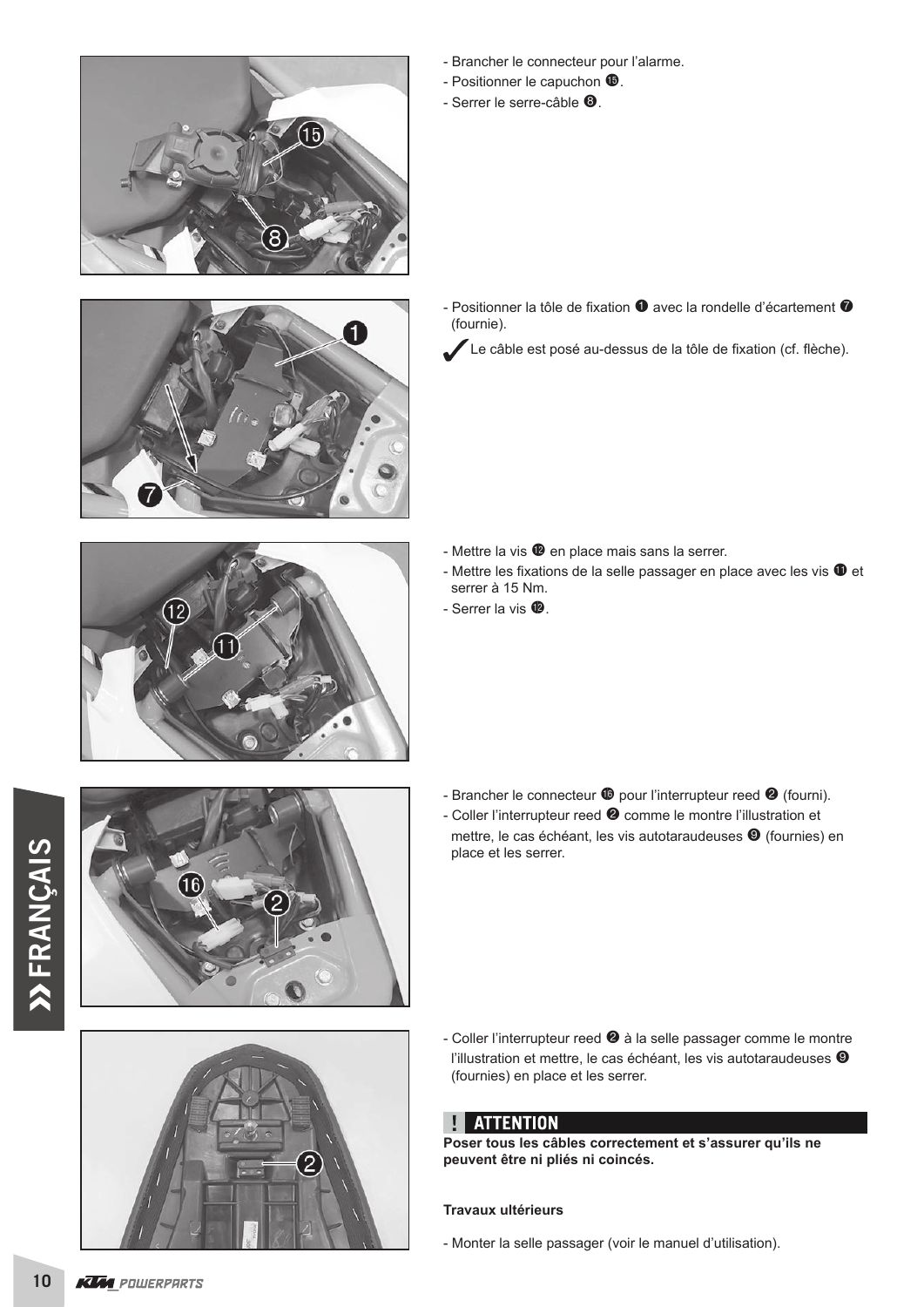- Brancher le connecteur pour l'alarme.
- Positionner le capuchon ⓯.
- Serrer le serre-câble ❽.

- Positionner la tôle de fixation ❶ avec la rondelle d'écartement ❼ (fournie).

✔ Le câble est posé au-dessus de la tôle de fixation (cf. flèche).

- Mettre la vis ⓬ en place mais sans la serrer.
- Mettre les fixations de la selle passager en place avec les vis ⓫ et serrer à 15 Nm.
- Serrer la vis ⓬.

- Brancher le connecteur ⓰ pour l'interrupteur reed ❷ (fourni).
- Coller l'interrupteur reed ❷ comme le montre l'illustration et mettre, le cas échéant, les vis autotaraudeuses ❾ (fournies) en place et les serrer.

- Coller l'interrupteur reed ❷ à la selle passager comme le montre l'illustration et mettre, le cas échéant, les vis autotaraudeuses ❾ (fournies) en place et les serrer.

**! ATTENTION**

**Poser tous les câbles correctement et s'assurer qu'ils ne peuvent être ni pliés ni coincés.**

**Travaux ultérieurs**

- Monter la selle passager (voir le manuel d'utilisation).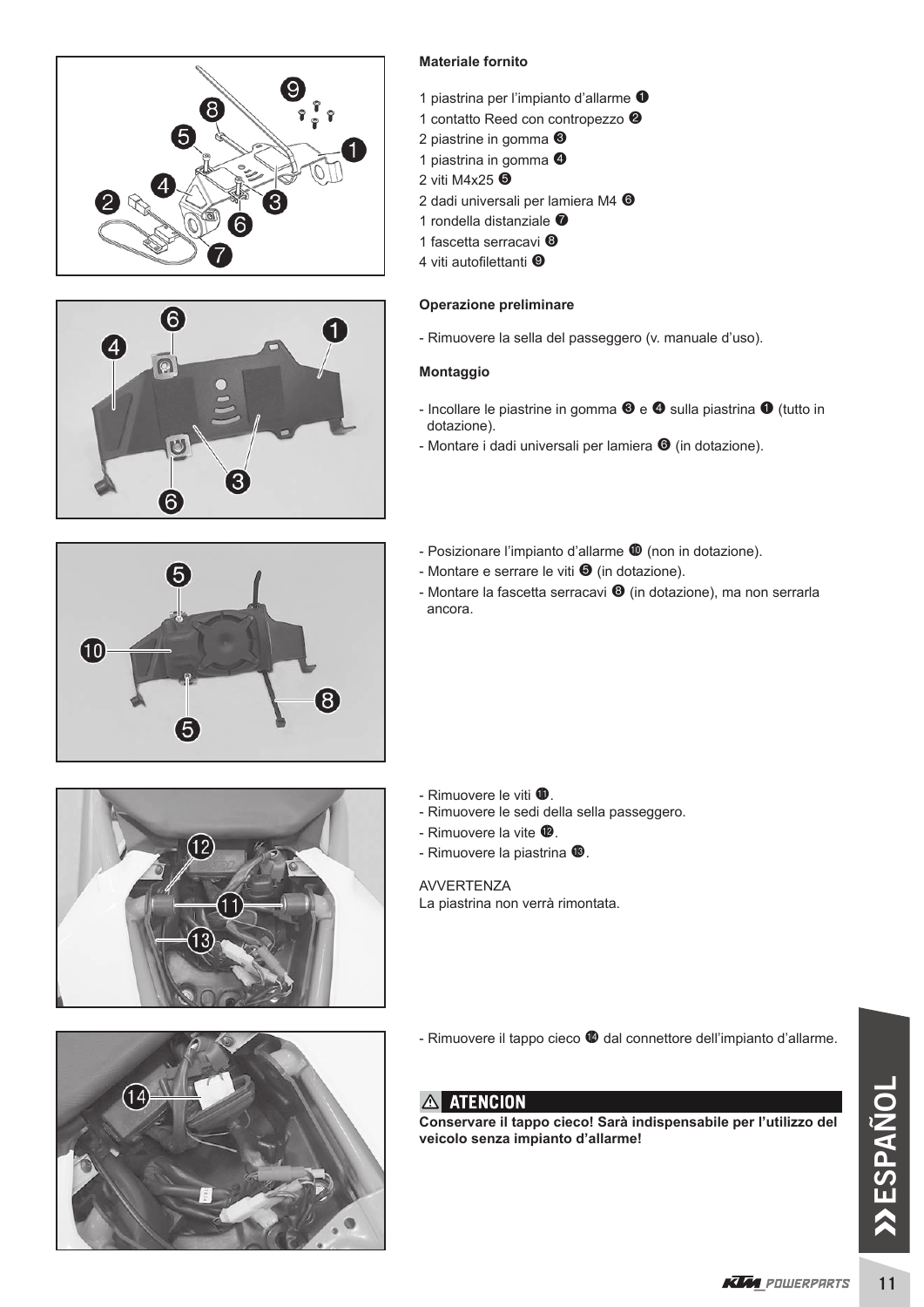**Materiale fornito**

1 piastrina per l'impianto d'allarme ❶
1 contatto Reed con contropezzo ❷
2 piastrine in gomma ❸
1 piastrina in gomma ❹
2 viti M4x25 ❺
2 dadi universali per lamiera M4 ❻
1 rondella distanziale ❼
1 fascetta serracavi ❽
4 viti autofilettanti ❾

**Operazione preliminare**

- Rimuovere la sella del passeggero (v. manuale d'uso).

**Montaggio**

- Incollare le piastrine in gomma ❸ e ❹ sulla piastrina ❶ (tutto in dotazione).
- Montare i dadi universali per lamiera ❻ (in dotazione).

- Posizionare l'impianto d'allarme ❿ (non in dotazione).
- Montare e serrare le viti ❺ (in dotazione).
- Montare la fascetta serracavi ❽ (in dotazione), ma non serrarla ancora.

- Rimuovere le viti ⓫.
- Rimuovere le sedi della sella passeggero.
- Rimuovere la vite ⓬.
- Rimuovere la piastrina ⓭.

AVVERTENZA
La piastrina non verrà rimontata.

- Rimuovere il tappo cieco ⓮ dal connettore dell'impianto d'allarme.

**⚠ ATENCION**

**Conservare il tappo cieco! Sarà indispensabile per l'utilizzo del veicolo senza impianto d'allarme!**

» ESPAÑOL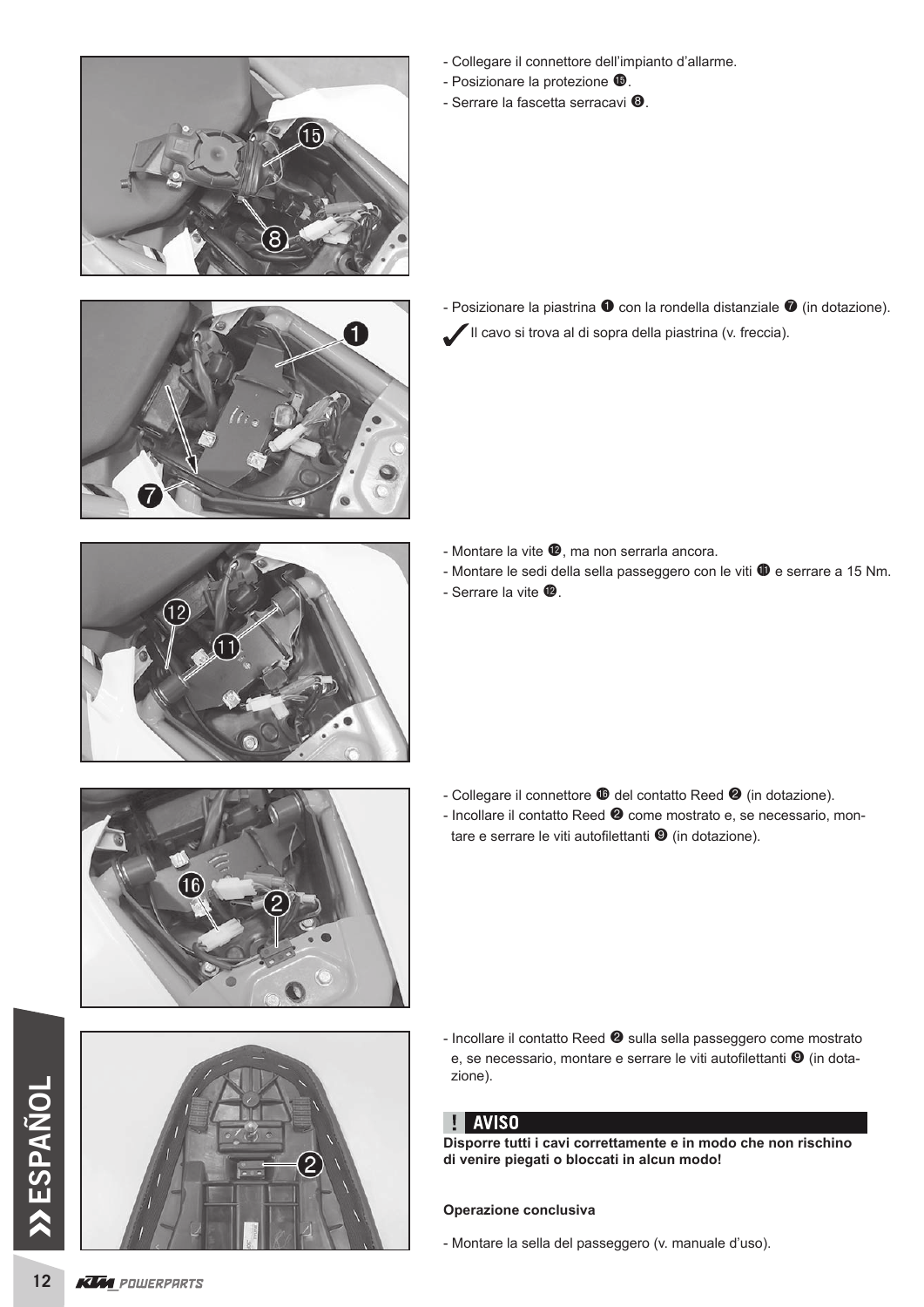- Collegare il connettore dell'impianto d'allarme.
- Posizionare la protezione ⓯.
- Serrare la fascetta serracavi ❽.

- Posizionare la piastrina ❶ con la rondella distanziale ❼ (in dotazione).

✔ Il cavo si trova al di sopra della piastrina (v. freccia).

- Montare la vite ⓬, ma non serrarla ancora.
- Montare le sedi della sella passeggero con le viti ⓫ e serrare a 15 Nm.
- Serrare la vite ⓬.

- Collegare il connettore ⓰ del contatto Reed ❷ (in dotazione).
- Incollare il contatto Reed ❷ come mostrato e, se necessario, montare e serrare le viti autofilettanti ❾ (in dotazione).

- Incollare il contatto Reed ❷ sulla sella passeggero come mostrato e, se necessario, montare e serrare le viti autofilettanti ❾ (in dotazione).

**! AVISO**

**Disporre tutti i cavi correttamente e in modo che non rischino di venire piegati o bloccati in alcun modo!**

**Operazione conclusiva**

- Montare la sella del passeggero (v. manuale d'uso).